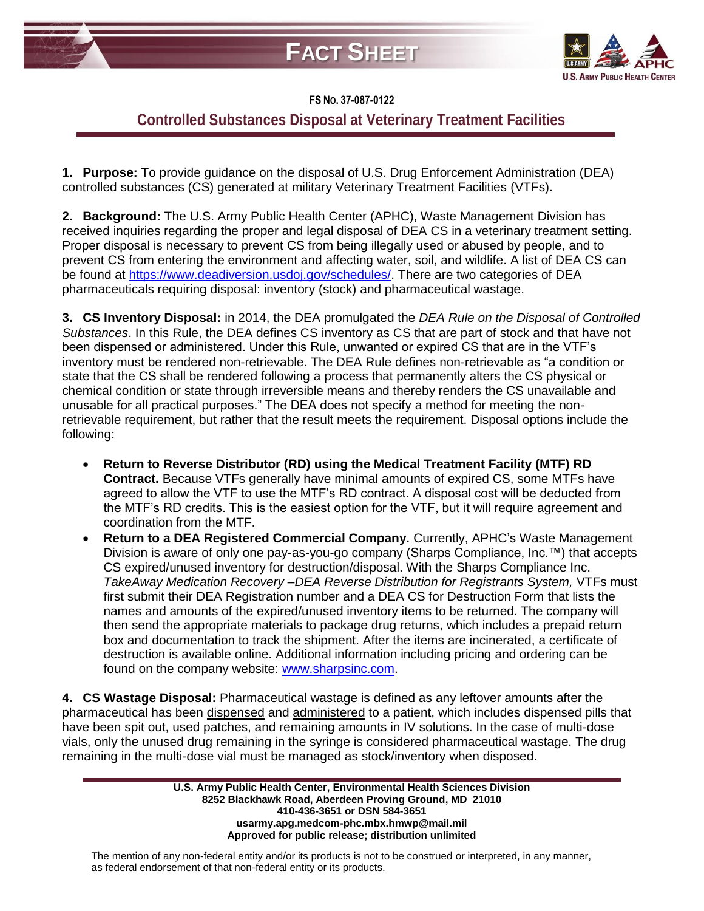# FACT SHEET

**FS No. 37-087-0122**

## Controlled Substances Disposal at Veterinary Treatment Facilities

**1. Purpose:** To provide guidance on the disposal of U.S. Drug Enforcement Administration (DEA) controlled substances (CS) generated at military Veterinary Treatment Facilities (VTFs).

**2. Background:** The U.S. Army Public Health Center (APHC), Waste Management Division has received inquiries regarding the proper and legal disposal of DEA CS in a veterinary treatment setting. Proper disposal is necessary to prevent CS from being illegally used or abused by people, and to prevent CS from entering the environment and affecting water, soil, and wildlife. A list of DEA CS can be found at https://www.deadiversion.usdoj.gov/schedules/. There are two categories of DEA pharmaceuticals requiring disposal: inventory (stock) and pharmaceutical wastage.

**3. CS Inventory Disposal:** in 2014, the DEA promulgated the *DEA Rule on the Disposal of Controlled Substances*. In this Rule, the DEA defines CS inventory as CS that are part of stock and that have not been dispensed or administered. Under this Rule, unwanted or expired CS that are in the VTF's inventory must be rendered non-retrievable. The DEA Rule defines non-retrievable as "a condition or state that the CS shall be rendered following a process that permanently alters the CS physical or chemical condition or state through irreversible means and thereby renders the CS unavailable and unusable for all practical purposes." The DEA does not specify a method for meeting the non-retrievable requirement, but rather that the result meets the requirement. Disposal options include the following:

- **Return to Reverse Distributor (RD) using the Medical Treatment Facility (MTF) RD Contract.** Because VTFs generally have minimal amounts of expired CS, some MTFs have agreed to allow the VTF to use the MTF's RD contract. A disposal cost will be deducted from the MTF's RD credits. This is the easiest option for the VTF, but it will require agreement and coordination from the MTF.
- **Return to a DEA Registered Commercial Company.** Currently, APHC's Waste Management Division is aware of only one pay-as-you-go company (Sharps Compliance, Inc.™) that accepts CS expired/unused inventory for destruction/disposal. With the Sharps Compliance Inc. *TakeAway Medication Recovery –DEA Reverse Distribution for Registrants System,* VTFs must first submit their DEA Registration number and a DEA CS for Destruction Form that lists the names and amounts of the expired/unused inventory items to be returned. The company will then send the appropriate materials to package drug returns, which includes a prepaid return box and documentation to track the shipment. After the items are incinerated, a certificate of destruction is available online. Additional information including pricing and ordering can be found on the company website: www.sharpsinc.com.

**4. CS Wastage Disposal:** Pharmaceutical wastage is defined as any leftover amounts after the pharmaceutical has been dispensed and administered to a patient, which includes dispensed pills that have been spit out, used patches, and remaining amounts in IV solutions. In the case of multi-dose vials, only the unused drug remaining in the syringe is considered pharmaceutical wastage. The drug remaining in the multi-dose vial must be managed as stock/inventory when disposed.

**U.S. Army Public Health Center, Environmental Health Sciences Division**
**8252 Blackhawk Road, Aberdeen Proving Ground, MD 21010**
**410-436-3651 or DSN 584-3651**
**usarmy.apg.medcom-phc.mbx.hmwp@mail.mil**
**Approved for public release; distribution unlimited**

The mention of any non-federal entity and/or its products is not to be construed or interpreted, in any manner, as federal endorsement of that non-federal entity or its products.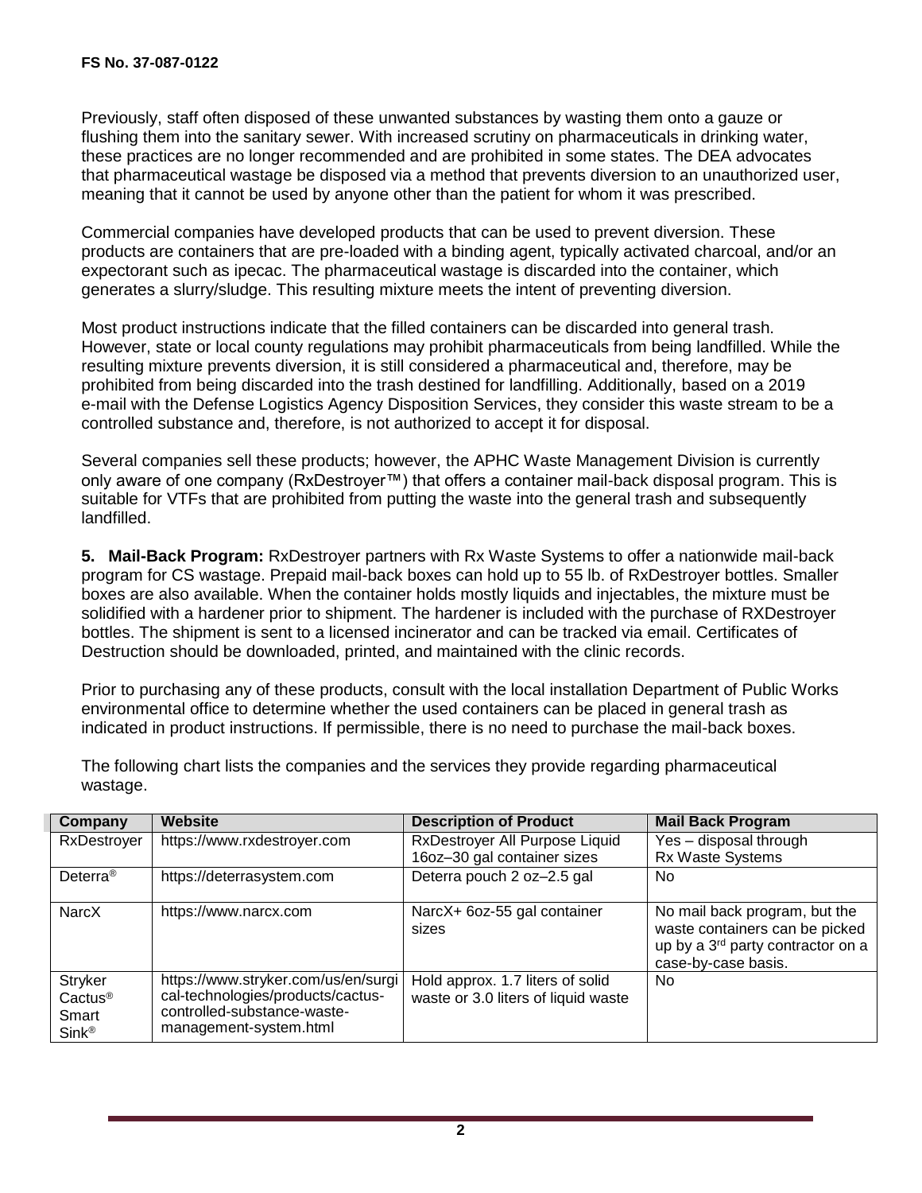Previously, staff often disposed of these unwanted substances by wasting them onto a gauze or flushing them into the sanitary sewer. With increased scrutiny on pharmaceuticals in drinking water, these practices are no longer recommended and are prohibited in some states. The DEA advocates that pharmaceutical wastage be disposed via a method that prevents diversion to an unauthorized user, meaning that it cannot be used by anyone other than the patient for whom it was prescribed.

Commercial companies have developed products that can be used to prevent diversion. These products are containers that are pre-loaded with a binding agent, typically activated charcoal, and/or an expectorant such as ipecac. The pharmaceutical wastage is discarded into the container, which generates a slurry/sludge. This resulting mixture meets the intent of preventing diversion.

Most product instructions indicate that the filled containers can be discarded into general trash. However, state or local county regulations may prohibit pharmaceuticals from being landfilled. While the resulting mixture prevents diversion, it is still considered a pharmaceutical and, therefore, may be prohibited from being discarded into the trash destined for landfilling. Additionally, based on a 2019 e-mail with the Defense Logistics Agency Disposition Services, they consider this waste stream to be a controlled substance and, therefore, is not authorized to accept it for disposal.

Several companies sell these products; however, the APHC Waste Management Division is currently only aware of one company (RxDestroyer™) that offers a container mail-back disposal program. This is suitable for VTFs that are prohibited from putting the waste into the general trash and subsequently landfilled.

**5. Mail-Back Program:** RxDestroyer partners with Rx Waste Systems to offer a nationwide mail-back program for CS wastage. Prepaid mail-back boxes can hold up to 55 lb. of RxDestroyer bottles. Smaller boxes are also available. When the container holds mostly liquids and injectables, the mixture must be solidified with a hardener prior to shipment. The hardener is included with the purchase of RXDestroyer bottles. The shipment is sent to a licensed incinerator and can be tracked via email. Certificates of Destruction should be downloaded, printed, and maintained with the clinic records.

Prior to purchasing any of these products, consult with the local installation Department of Public Works environmental office to determine whether the used containers can be placed in general trash as indicated in product instructions. If permissible, there is no need to purchase the mail-back boxes.

The following chart lists the companies and the services they provide regarding pharmaceutical wastage.

| Company | Website | Description of Product | Mail Back Program |
|---|---|---|---|
| RxDestroyer | https://www.rxdestroyer.com | RxDestroyer All Purpose Liquid 16oz–30 gal container sizes | Yes – disposal through Rx Waste Systems |
| Deterra® | https://deterrasystem.com | Deterra pouch 2 oz–2.5 gal | No |
| NarcX | https://www.narcx.com | NarcX+ 6oz-55 gal container sizes | No mail back program, but the waste containers can be picked up by a 3rd party contractor on a case-by-case basis. |
| Stryker Cactus® Smart Sink® | https://www.stryker.com/us/en/surgical-technologies/products/cactus-controlled-substance-waste-management-system.html | Hold approx. 1.7 liters of solid waste or 3.0 liters of liquid waste | No |